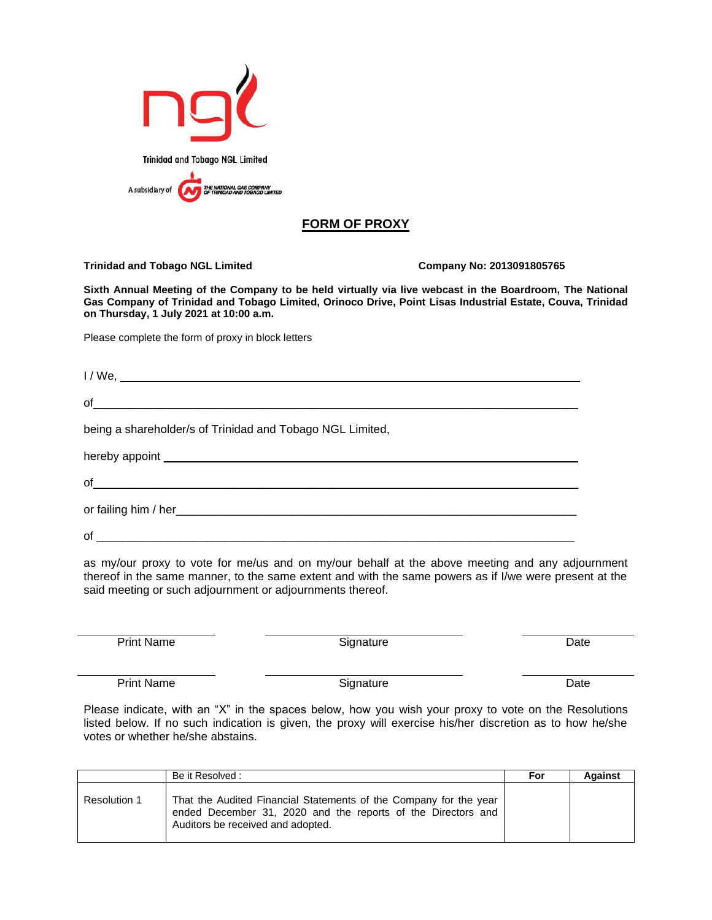Trinidad and Tobago NGL Limited

A subsidiary of THE NATIONAL GAS COMPANY OF TRINIDAD AND TOBAGO LIMITED

# FORM OF PROXY

**Trinidad and Tobago NGL Limited** **Company No: 2013091805765**

**Sixth Annual Meeting of the Company to be held virtually via live webcast in the Boardroom, The National Gas Company of Trinidad and Tobago Limited, Orinoco Drive, Point Lisas Industrial Estate, Couva, Trinidad on Thursday, 1 July 2021 at 10:00 a.m.**

Please complete the form of proxy in block letters

I / We, ______________________________________________________________

of______________________________________________________________

being a shareholder/s of Trinidad and Tobago NGL Limited,

hereby appoint ______________________________________________________

of______________________________________________________________

or failing him / her___________________________________________________

of ______________________________________________________________

as my/our proxy to vote for me/us and on my/our behalf at the above meeting and any adjournment thereof in the same manner, to the same extent and with the same powers as if I/we were present at the said meeting or such adjournment or adjournments thereof.

| Print Name | Signature | Date |
|---|---|---|
| | | |
| Print Name | Signature | Date |

Please indicate, with an "X" in the spaces below, how you wish your proxy to vote on the Resolutions listed below. If no such indication is given, the proxy will exercise his/her discretion as to how he/she votes or whether he/she abstains.

| | Be it Resolved : | For | Against |
|---|---|---|---|
| Resolution 1 | That the Audited Financial Statements of the Company for the year ended December 31, 2020 and the reports of the Directors and Auditors be received and adopted. | | |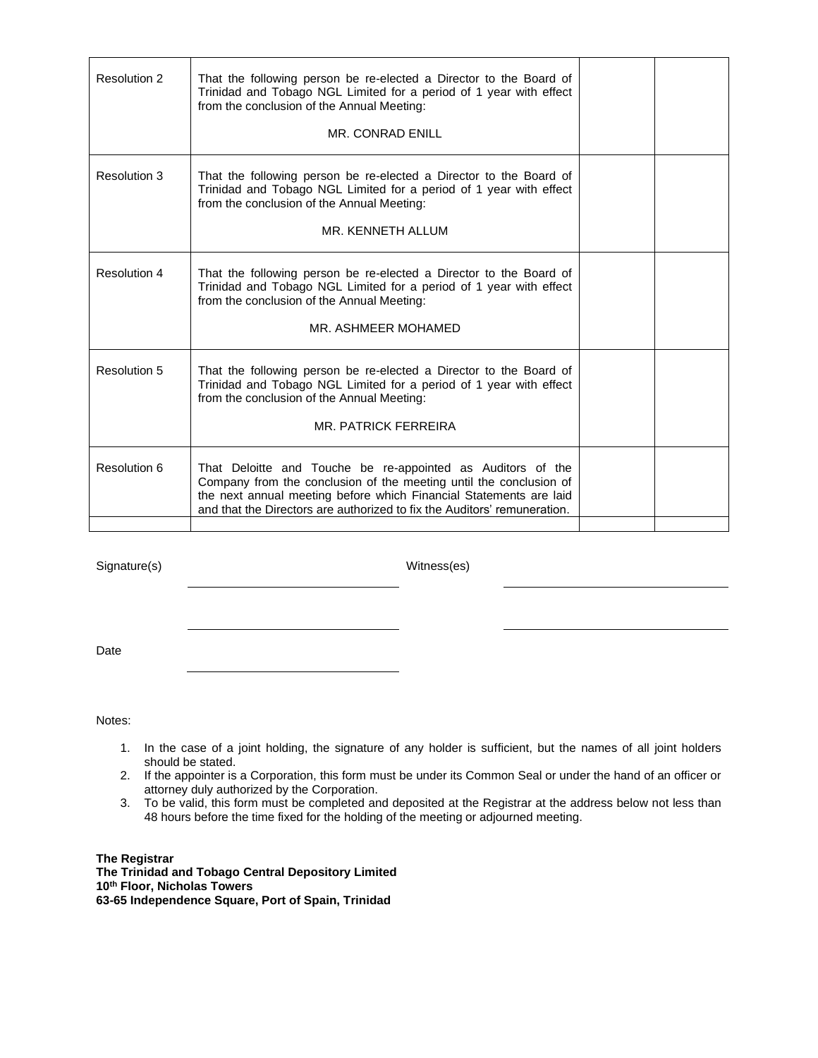| | | | |
|---|---|---|---|
| Resolution 2 | That the following person be re-elected a Director to the Board of Trinidad and Tobago NGL Limited for a period of 1 year with effect from the conclusion of the Annual Meeting:<br><br>MR. CONRAD ENILL | | |
| Resolution 3 | That the following person be re-elected a Director to the Board of Trinidad and Tobago NGL Limited for a period of 1 year with effect from the conclusion of the Annual Meeting:<br><br>MR. KENNETH ALLUM | | |
| Resolution 4 | That the following person be re-elected a Director to the Board of Trinidad and Tobago NGL Limited for a period of 1 year with effect from the conclusion of the Annual Meeting:<br><br>MR. ASHMEER MOHAMED | | |
| Resolution 5 | That the following person be re-elected a Director to the Board of Trinidad and Tobago NGL Limited for a period of 1 year with effect from the conclusion of the Annual Meeting:<br><br>MR. PATRICK FERREIRA | | |
| Resolution 6 | That Deloitte and Touche be re-appointed as Auditors of the Company from the conclusion of the meeting until the conclusion of the next annual meeting before which Financial Statements are laid and that the Directors are authorized to fix the Auditors' remuneration. | | |
| | | | |

Signature(s) ______________________________ Witness(es) ______________________________

______________________________ ______________________________

Date ______________________________

Notes:

1. In the case of a joint holding, the signature of any holder is sufficient, but the names of all joint holders should be stated.
2. If the appointer is a Corporation, this form must be under its Common Seal or under the hand of an officer or attorney duly authorized by the Corporation.
3. To be valid, this form must be completed and deposited at the Registrar at the address below not less than 48 hours before the time fixed for the holding of the meeting or adjourned meeting.

**The Registrar**
**The Trinidad and Tobago Central Depository Limited**
**10th Floor, Nicholas Towers**
**63-65 Independence Square, Port of Spain, Trinidad**